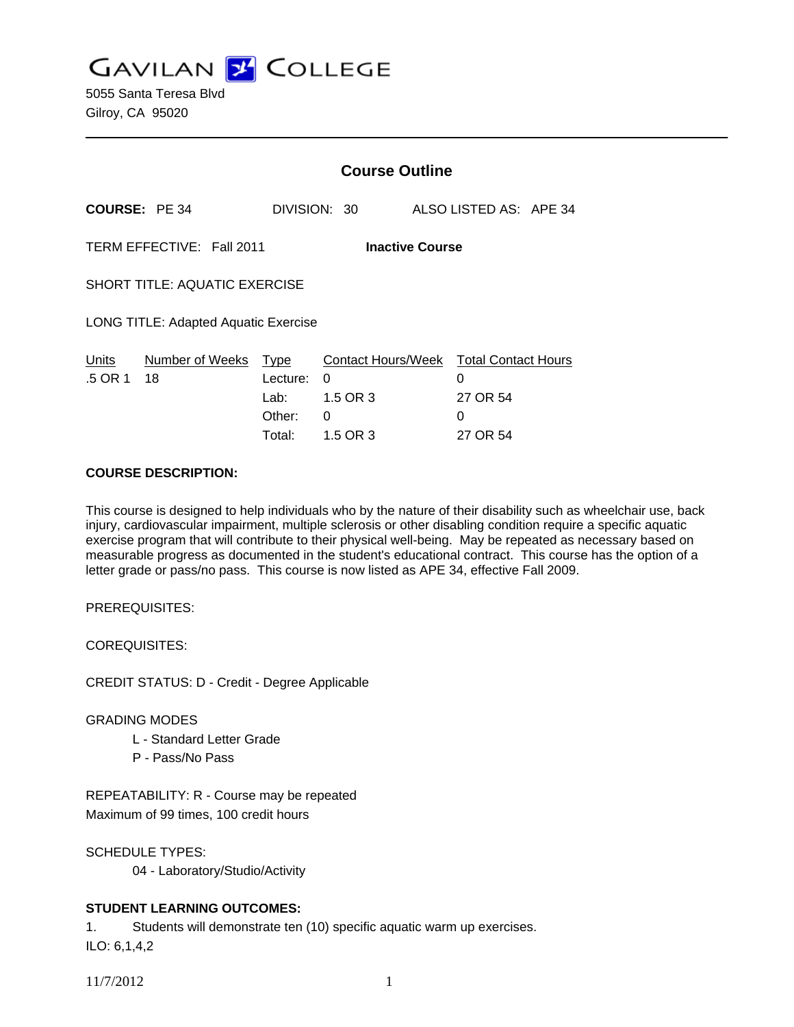# GAVILAN COLLEGE

5055 Santa Teresa Blvd
Gilroy, CA 95020

---

## Course Outline

**COURSE:** PE 34 DIVISION: 30 ALSO LISTED AS: APE 34

TERM EFFECTIVE: Fall 2011 **Inactive Course**

SHORT TITLE: AQUATIC EXERCISE

LONG TITLE: Adapted Aquatic Exercise

| Units | Number of Weeks | Type | Contact Hours/Week | Total Contact Hours |
|---|---|---|---|---|
| .5 OR 1 | 18 | Lecture: | 0 | 0 |
| | | Lab: | 1.5 OR 3 | 27 OR 54 |
| | | Other: | 0 | 0 |
| | | Total: | 1.5 OR 3 | 27 OR 54 |

**COURSE DESCRIPTION:**

This course is designed to help individuals who by the nature of their disability such as wheelchair use, back injury, cardiovascular impairment, multiple sclerosis or other disabling condition require a specific aquatic exercise program that will contribute to their physical well-being. May be repeated as necessary based on measurable progress as documented in the student's educational contract. This course has the option of a letter grade or pass/no pass. This course is now listed as APE 34, effective Fall 2009.

PREREQUISITES:

COREQUISITES:

CREDIT STATUS: D - Credit - Degree Applicable

GRADING MODES

- L - Standard Letter Grade
- P - Pass/No Pass

REPEATABILITY: R - Course may be repeated
Maximum of 99 times, 100 credit hours

SCHEDULE TYPES:

- 04 - Laboratory/Studio/Activity

**STUDENT LEARNING OUTCOMES:**

1. Students will demonstrate ten (10) specific aquatic warm up exercises.

ILO: 6,1,4,2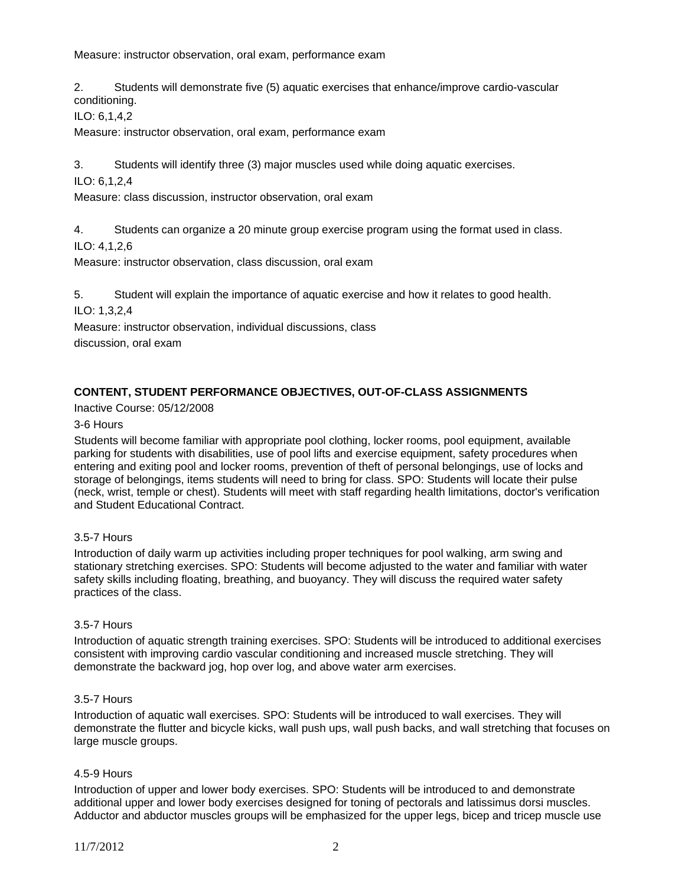Measure: instructor observation, oral exam, performance exam

2. Students will demonstrate five (5) aquatic exercises that enhance/improve cardio-vascular conditioning.

ILO: 6,1,4,2

Measure: instructor observation, oral exam, performance exam

3. Students will identify three (3) major muscles used while doing aquatic exercises.

ILO: 6,1,2,4

Measure: class discussion, instructor observation, oral exam

4. Students can organize a 20 minute group exercise program using the format used in class.

ILO: 4,1,2,6

Measure: instructor observation, class discussion, oral exam

5. Student will explain the importance of aquatic exercise and how it relates to good health.

ILO: 1,3,2,4

Measure: instructor observation, individual discussions, class discussion, oral exam

**CONTENT, STUDENT PERFORMANCE OBJECTIVES, OUT-OF-CLASS ASSIGNMENTS**

Inactive Course: 05/12/2008

3-6 Hours

Students will become familiar with appropriate pool clothing, locker rooms, pool equipment, available parking for students with disabilities, use of pool lifts and exercise equipment, safety procedures when entering and exiting pool and locker rooms, prevention of theft of personal belongings, use of locks and storage of belongings, items students will need to bring for class. SPO: Students will locate their pulse (neck, wrist, temple or chest). Students will meet with staff regarding health limitations, doctor's verification and Student Educational Contract.

3.5-7 Hours

Introduction of daily warm up activities including proper techniques for pool walking, arm swing and stationary stretching exercises. SPO: Students will become adjusted to the water and familiar with water safety skills including floating, breathing, and buoyancy. They will discuss the required water safety practices of the class.

3.5-7 Hours

Introduction of aquatic strength training exercises. SPO: Students will be introduced to additional exercises consistent with improving cardio vascular conditioning and increased muscle stretching. They will demonstrate the backward jog, hop over log, and above water arm exercises.

3.5-7 Hours

Introduction of aquatic wall exercises. SPO: Students will be introduced to wall exercises. They will demonstrate the flutter and bicycle kicks, wall push ups, wall push backs, and wall stretching that focuses on large muscle groups.

4.5-9 Hours

Introduction of upper and lower body exercises. SPO: Students will be introduced to and demonstrate additional upper and lower body exercises designed for toning of pectorals and latissimus dorsi muscles. Adductor and abductor muscles groups will be emphasized for the upper legs, bicep and tricep muscle use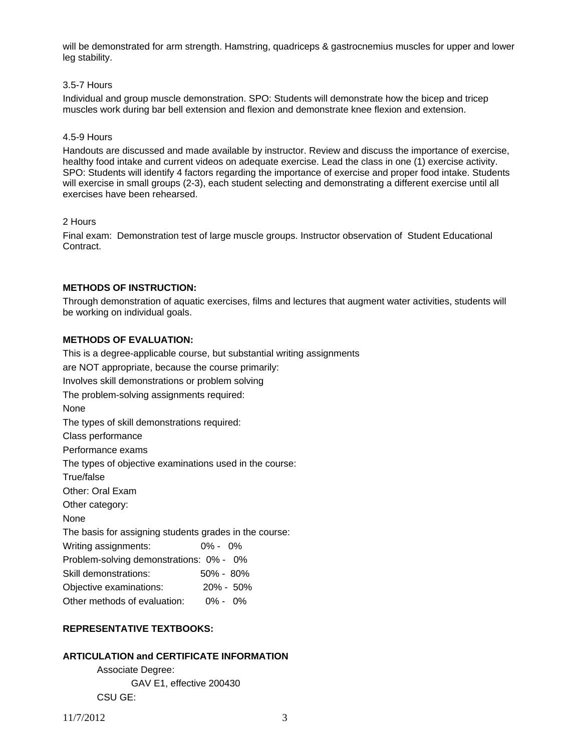will be demonstrated for arm strength. Hamstring, quadriceps & gastrocnemius muscles for upper and lower leg stability.

3.5-7 Hours

Individual and group muscle demonstration. SPO: Students will demonstrate how the bicep and tricep muscles work during bar bell extension and flexion and demonstrate knee flexion and extension.

4.5-9 Hours

Handouts are discussed and made available by instructor. Review and discuss the importance of exercise, healthy food intake and current videos on adequate exercise. Lead the class in one (1) exercise activity. SPO: Students will identify 4 factors regarding the importance of exercise and proper food intake. Students will exercise in small groups (2-3), each student selecting and demonstrating a different exercise until all exercises have been rehearsed.

2 Hours

Final exam: Demonstration test of large muscle groups. Instructor observation of Student Educational Contract.

**METHODS OF INSTRUCTION:**

Through demonstration of aquatic exercises, films and lectures that augment water activities, students will be working on individual goals.

**METHODS OF EVALUATION:**

This is a degree-applicable course, but substantial writing assignments
are NOT appropriate, because the course primarily:
Involves skill demonstrations or problem solving
The problem-solving assignments required:
None
The types of skill demonstrations required:
Class performance
Performance exams
The types of objective examinations used in the course:
True/false
Other: Oral Exam
Other category:
None
The basis for assigning students grades in the course:

| | |
|---|---|
| Writing assignments: | 0% - 0% |
| Problem-solving demonstrations: | 0% - 0% |
| Skill demonstrations: | 50% - 80% |
| Objective examinations: | 20% - 50% |
| Other methods of evaluation: | 0% - 0% |

**REPRESENTATIVE TEXTBOOKS:**

**ARTICULATION and CERTIFICATE INFORMATION**

Associate Degree:
GAV E1, effective 200430
CSU GE: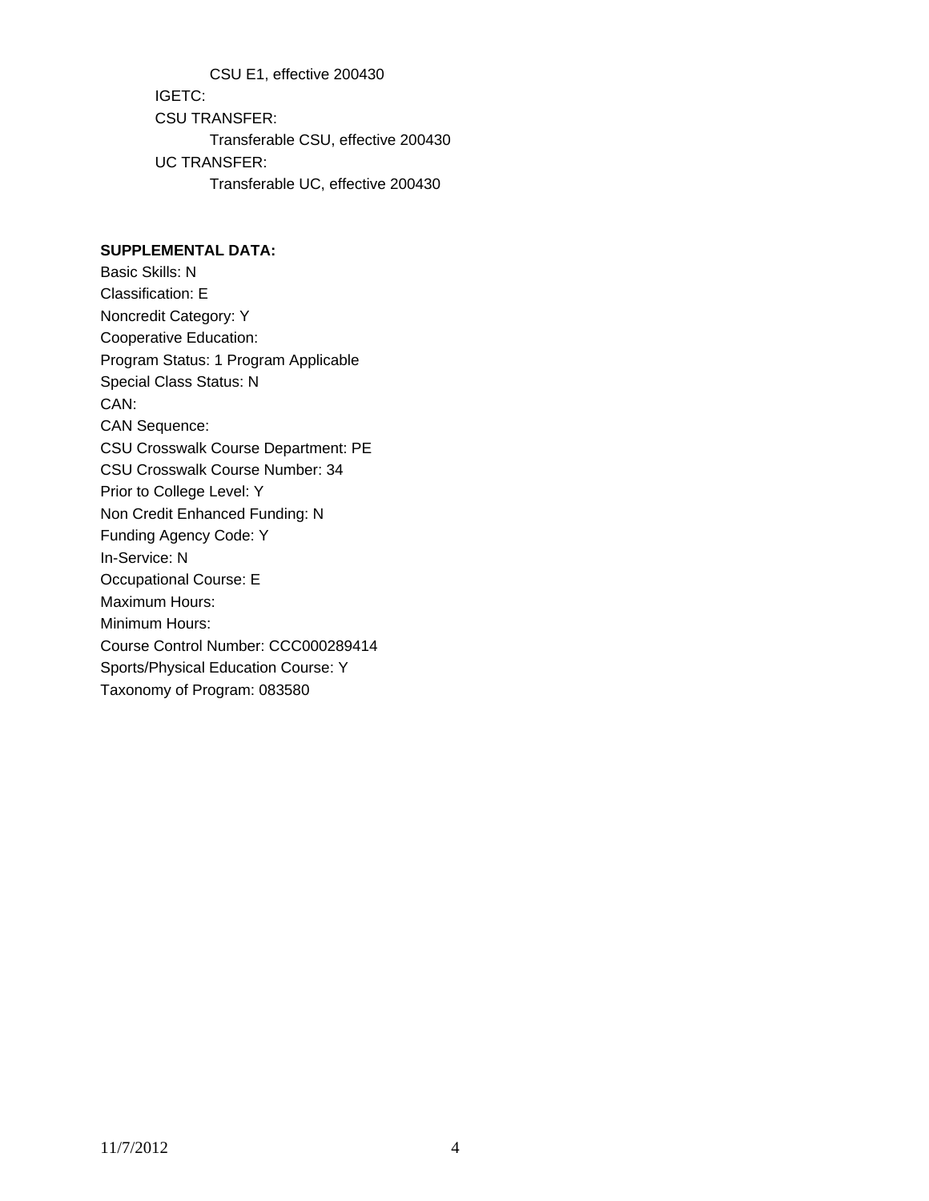CSU E1, effective 200430

IGETC:

CSU TRANSFER:

Transferable CSU, effective 200430

UC TRANSFER:

Transferable UC, effective 200430

**SUPPLEMENTAL DATA:**

Basic Skills: N
Classification: E
Noncredit Category: Y
Cooperative Education:
Program Status: 1 Program Applicable
Special Class Status: N
CAN:
CAN Sequence:
CSU Crosswalk Course Department: PE
CSU Crosswalk Course Number: 34
Prior to College Level: Y
Non Credit Enhanced Funding: N
Funding Agency Code: Y
In-Service: N
Occupational Course: E
Maximum Hours:
Minimum Hours:
Course Control Number: CCC000289414
Sports/Physical Education Course: Y
Taxonomy of Program: 083580